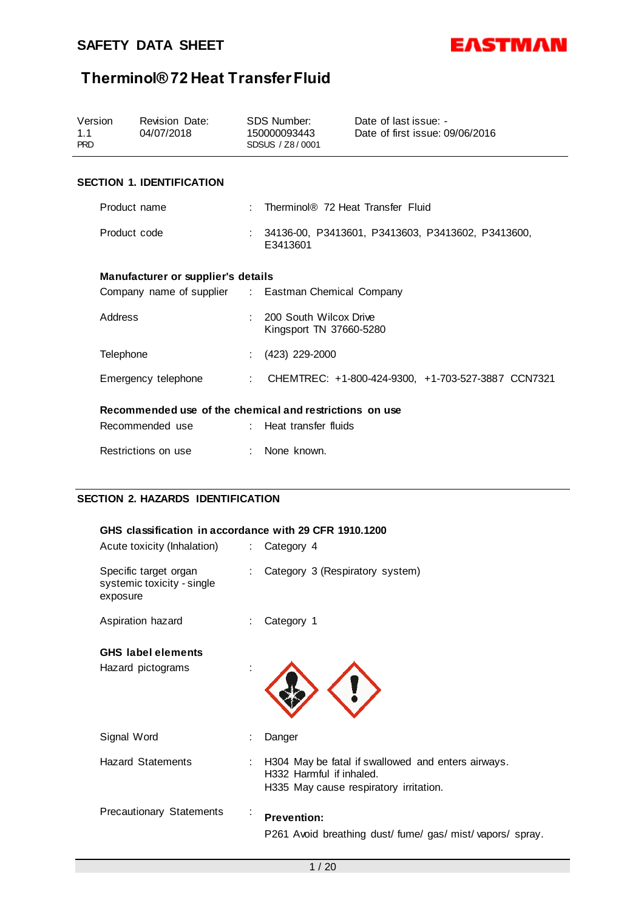# SAFETY DATA SHEET

## Therminol® 72 Heat Transfer Fluid

| Version | Revision Date: | SDS Number: | Date of last issue: - |
|---|---|---|---|
| 1.1 PRD | 04/07/2018 | 150000093443 SDSUS / Z8 / 0001 | Date of first issue: 09/06/2016 |

### SECTION 1. IDENTIFICATION

Product name : Therminol® 72 Heat Transfer Fluid

Product code : 34136-00, P3413601, P3413603, P3413602, P3413600, E3413601

**Manufacturer or supplier's details**

Company name of supplier : Eastman Chemical Company

Address : 200 South Wilcox Drive
Kingsport TN 37660-5280

Telephone : (423) 229-2000

Emergency telephone : CHEMTREC: +1-800-424-9300, +1-703-527-3887 CCN7321

**Recommended use of the chemical and restrictions on use**

Recommended use : Heat transfer fluids

Restrictions on use : None known.

### SECTION 2. HAZARDS IDENTIFICATION

**GHS classification in accordance with 29 CFR 1910.1200**

Acute toxicity (Inhalation) : Category 4

Specific target organ systemic toxicity - single exposure : Category 3 (Respiratory system)

Aspiration hazard : Category 1

**GHS label elements**

Hazard pictograms :

Signal Word : Danger

Hazard Statements : H304 May be fatal if swallowed and enters airways.
H332 Harmful if inhaled.
H335 May cause respiratory irritation.

Precautionary Statements : **Prevention:**
P261 Avoid breathing dust/ fume/ gas/ mist/ vapors/ spray.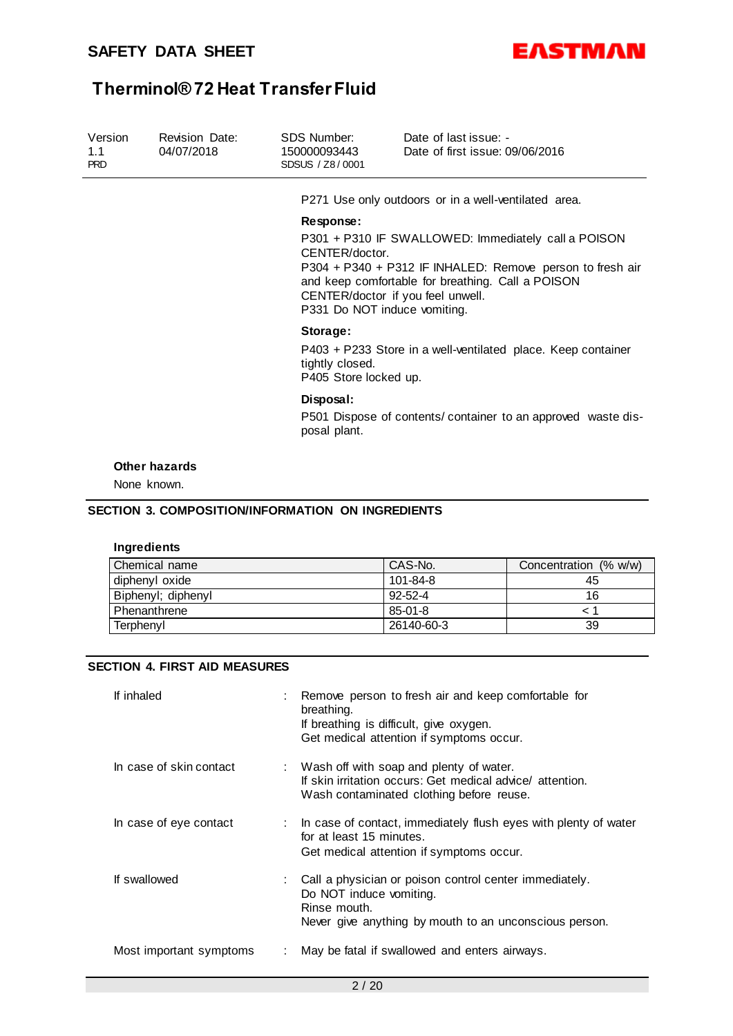P271 Use only outdoors or in a well-ventilated area.

**Response:**

P301 + P310 IF SWALLOWED: Immediately call a POISON CENTER/doctor.
P304 + P340 + P312 IF INHALED: Remove person to fresh air and keep comfortable for breathing. Call a POISON CENTER/doctor if you feel unwell.
P331 Do NOT induce vomiting.

**Storage:**

P403 + P233 Store in a well-ventilated place. Keep container tightly closed.
P405 Store locked up.

**Disposal:**

P501 Dispose of contents/ container to an approved waste disposal plant.

**Other hazards**

None known.

## SECTION 3. COMPOSITION/INFORMATION ON INGREDIENTS

**Ingredients**

| Chemical name | CAS-No. | Concentration (% w/w) |
| --- | --- | --- |
| diphenyl oxide | 101-84-8 | 45 |
| Biphenyl; diphenyl | 92-52-4 | 16 |
| Phenanthrene | 85-01-8 | < 1 |
| Terphenyl | 26140-60-3 | 39 |

## SECTION 4. FIRST AID MEASURES

If inhaled : Remove person to fresh air and keep comfortable for breathing.
If breathing is difficult, give oxygen.
Get medical attention if symptoms occur.

In case of skin contact : Wash off with soap and plenty of water.
If skin irritation occurs: Get medical advice/ attention.
Wash contaminated clothing before reuse.

In case of eye contact : In case of contact, immediately flush eyes with plenty of water for at least 15 minutes.
Get medical attention if symptoms occur.

If swallowed : Call a physician or poison control center immediately.
Do NOT induce vomiting.
Rinse mouth.
Never give anything by mouth to an unconscious person.

Most important symptoms : May be fatal if swallowed and enters airways.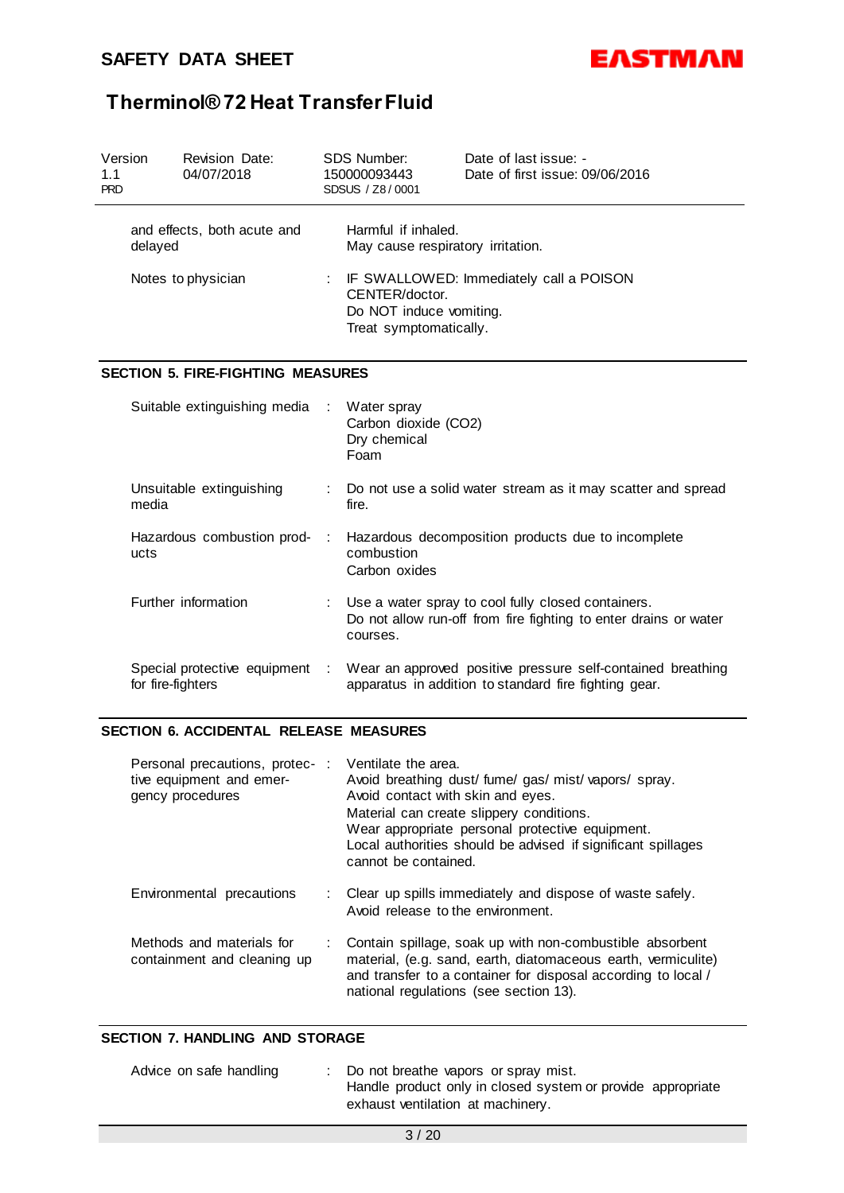| | | |
|---|---|---|
| and effects, both acute and delayed | | Harmful if inhaled.<br>May cause respiratory irritation. |
| Notes to physician | : | IF SWALLOWED: Immediately call a POISON CENTER/doctor.<br>Do NOT induce vomiting.<br>Treat symptomatically. |

## SECTION 5. FIRE-FIGHTING MEASURES

| | | |
|---|---|---|
| Suitable extinguishing media | : | Water spray<br>Carbon dioxide ($CO_2$)<br>Dry chemical<br>Foam |
| Unsuitable extinguishing media | : | Do not use a solid water stream as it may scatter and spread fire. |
| Hazardous combustion products | : | Hazardous decomposition products due to incomplete combustion<br>Carbon oxides |
| Further information | : | Use a water spray to cool fully closed containers.<br>Do not allow run-off from fire fighting to enter drains or water courses. |
| Special protective equipment for fire-fighters | : | Wear an approved positive pressure self-contained breathing apparatus in addition to standard fire fighting gear. |

## SECTION 6. ACCIDENTAL RELEASE MEASURES

| | | |
|---|---|---|
| Personal precautions, protective equipment and emergency procedures | : | Ventilate the area.<br>Avoid breathing dust/ fume/ gas/ mist/ vapors/ spray.<br>Avoid contact with skin and eyes.<br>Material can create slippery conditions.<br>Wear appropriate personal protective equipment.<br>Local authorities should be advised if significant spillages cannot be contained. |
| Environmental precautions | : | Clear up spills immediately and dispose of waste safely.<br>Avoid release to the environment. |
| Methods and materials for containment and cleaning up | : | Contain spillage, soak up with non-combustible absorbent material, (e.g. sand, earth, diatomaceous earth, vermiculite) and transfer to a container for disposal according to local / national regulations (see section 13). |

## SECTION 7. HANDLING AND STORAGE

| | | |
|---|---|---|
| Advice on safe handling | : | Do not breathe vapors or spray mist.<br>Handle product only in closed system or provide appropriate exhaust ventilation at machinery. |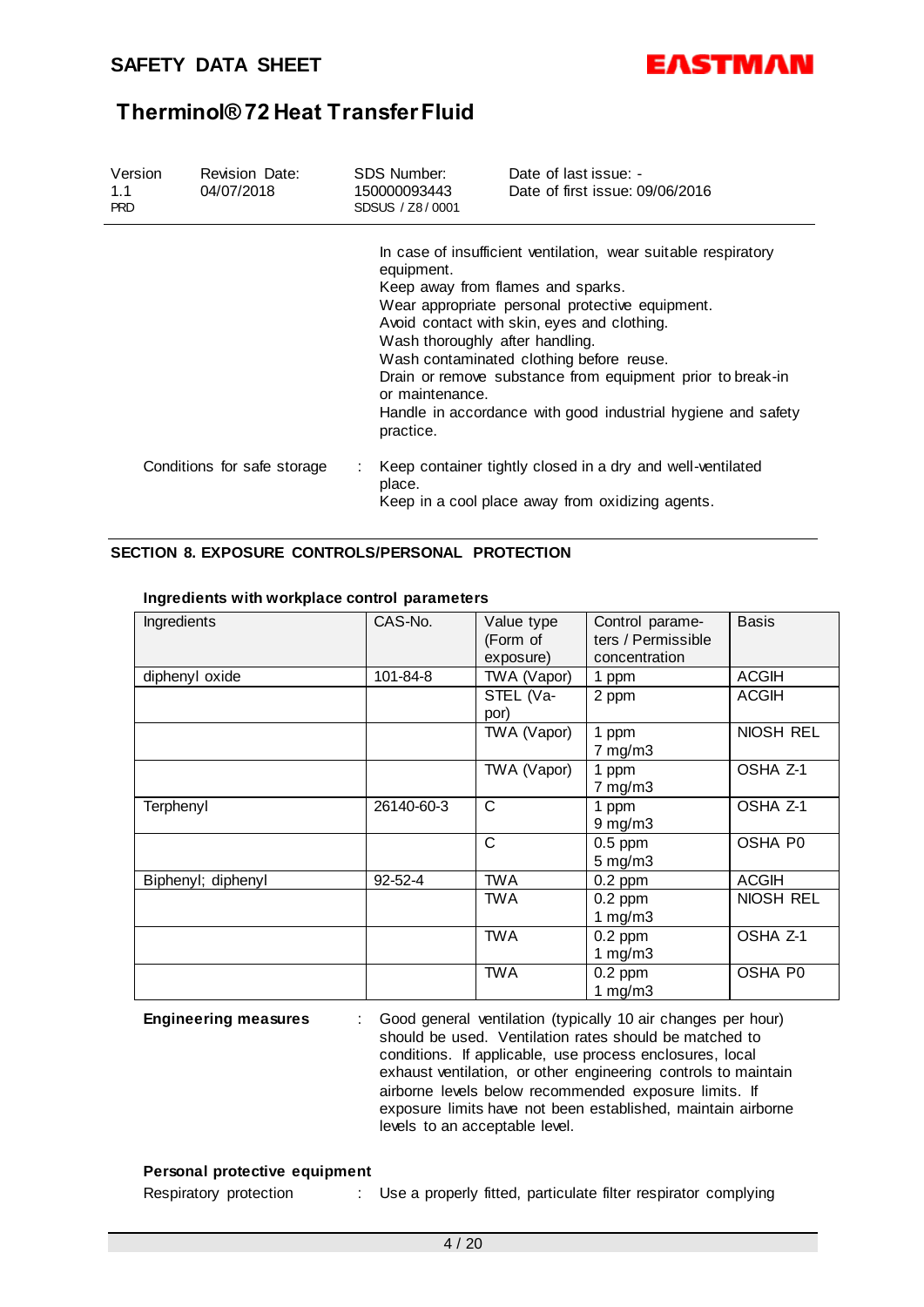In case of insufficient ventilation, wear suitable respiratory equipment.
Keep away from flames and sparks.
Wear appropriate personal protective equipment.
Avoid contact with skin, eyes and clothing.
Wash thoroughly after handling.
Wash contaminated clothing before reuse.
Drain or remove substance from equipment prior to break-in or maintenance.
Handle in accordance with good industrial hygiene and safety practice.

Conditions for safe storage : Keep container tightly closed in a dry and well-ventilated place.
Keep in a cool place away from oxidizing agents.

## SECTION 8. EXPOSURE CONTROLS/PERSONAL PROTECTION

**Ingredients with workplace control parameters**

| Ingredients | CAS-No. | Value type (Form of exposure) | Control parameters / Permissible concentration | Basis |
|---|---|---|---|---|
| diphenyl oxide | 101-84-8 | TWA (Vapor) | 1 ppm | ACGIH |
| | | STEL (Vapor) | 2 ppm | ACGIH |
| | | TWA (Vapor) | 1 ppm<br>7 mg/m3 | NIOSH REL |
| | | TWA (Vapor) | 1 ppm<br>7 mg/m3 | OSHA Z-1 |
| Terphenyl | 26140-60-3 | C | 1 ppm<br>9 mg/m3 | OSHA Z-1 |
| | | C | 0.5 ppm<br>5 mg/m3 | OSHA P0 |
| Biphenyl; diphenyl | 92-52-4 | TWA | 0.2 ppm | ACGIH |
| | | TWA | 0.2 ppm<br>1 mg/m3 | NIOSH REL |
| | | TWA | 0.2 ppm<br>1 mg/m3 | OSHA Z-1 |
| | | TWA | 0.2 ppm<br>1 mg/m3 | OSHA P0 |

**Engineering measures** : Good general ventilation (typically 10 air changes per hour) should be used. Ventilation rates should be matched to conditions. If applicable, use process enclosures, local exhaust ventilation, or other engineering controls to maintain airborne levels below recommended exposure limits. If exposure limits have not been established, maintain airborne levels to an acceptable level.

**Personal protective equipment**

Respiratory protection : Use a properly fitted, particulate filter respirator complying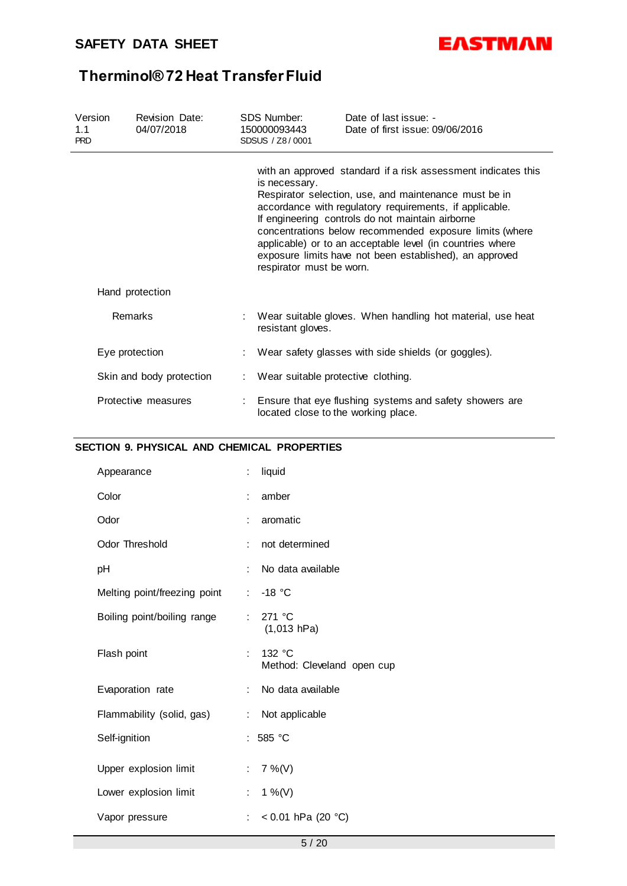with an approved standard if a risk assessment indicates this is necessary.
Respirator selection, use, and maintenance must be in accordance with regulatory requirements, if applicable.
If engineering controls do not maintain airborne concentrations below recommended exposure limits (where applicable) or to an acceptable level (in countries where exposure limits have not been established), an approved respirator must be worn.

Hand protection

| | | |
|---|---|---|
| Remarks | : | Wear suitable gloves. When handling hot material, use heat resistant gloves. |
| Eye protection | : | Wear safety glasses with side shields (or goggles). |
| Skin and body protection | : | Wear suitable protective clothing. |
| Protective measures | : | Ensure that eye flushing systems and safety showers are located close to the working place. |

## SECTION 9. PHYSICAL AND CHEMICAL PROPERTIES

| | | |
|---|---|---|
| Appearance | : | liquid |
| Color | : | amber |
| Odor | : | aromatic |
| Odor Threshold | : | not determined |
| pH | : | No data available |
| Melting point/freezing point | : | -18 °C |
| Boiling point/boiling range | : | 271 °C (1,013 hPa) |
| Flash point | : | 132 °C<br>Method: Cleveland open cup |
| Evaporation rate | : | No data available |
| Flammability (solid, gas) | : | Not applicable |
| Self-ignition | : | 585 °C |
| Upper explosion limit | : | 7 %(V) |
| Lower explosion limit | : | 1 %(V) |
| Vapor pressure | : | < 0.01 hPa (20 °C) |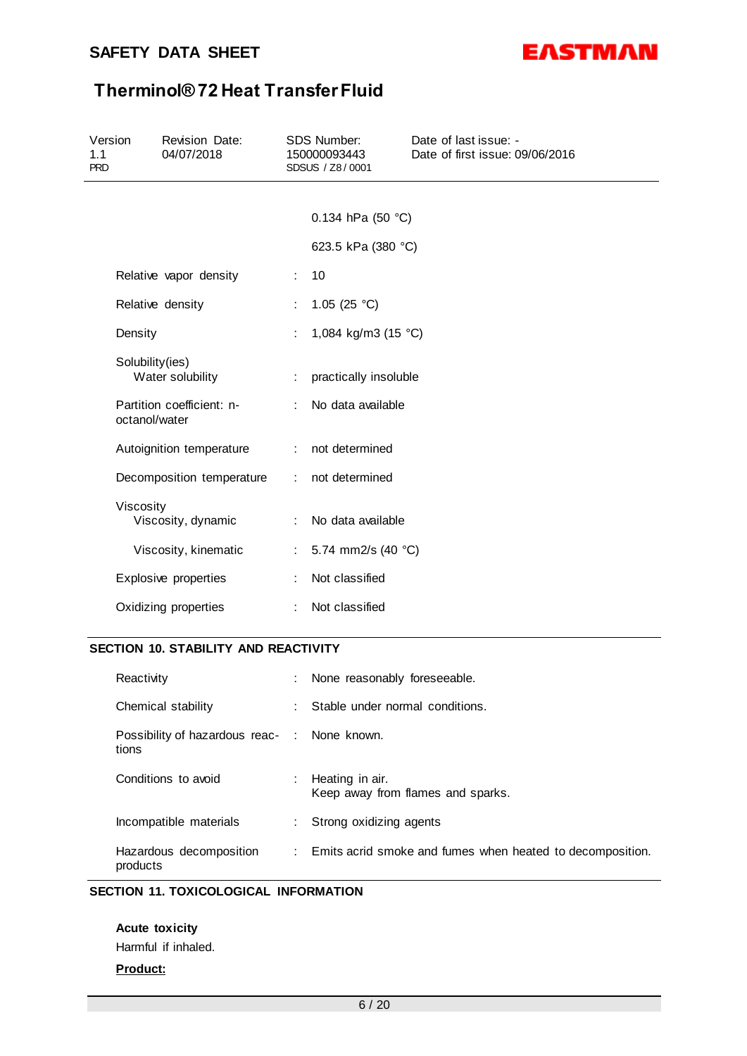| | | |
|---|---|---|
| | | 0.134 hPa (50 °C) |
| | | 623.5 kPa (380 °C) |
| Relative vapor density | : | 10 |
| Relative density | : | 1.05 (25 °C) |
| Density | : | 1,084 kg/m3 (15 °C) |
| Solubility(ies) Water solubility | : | practically insoluble |
| Partition coefficient: n-octanol/water | : | No data available |
| Autoignition temperature | : | not determined |
| Decomposition temperature | : | not determined |
| Viscosity Viscosity, dynamic | : | No data available |
| Viscosity, kinematic | : | 5.74 mm2/s (40 °C) |
| Explosive properties | : | Not classified |
| Oxidizing properties | : | Not classified |

## SECTION 10. STABILITY AND REACTIVITY

| | | |
|---|---|---|
| Reactivity | : | None reasonably foreseeable. |
| Chemical stability | : | Stable under normal conditions. |
| Possibility of hazardous reactions | : | None known. |
| Conditions to avoid | : | Heating in air. Keep away from flames and sparks. |
| Incompatible materials | : | Strong oxidizing agents |
| Hazardous decomposition products | : | Emits acrid smoke and fumes when heated to decomposition. |

## SECTION 11. TOXICOLOGICAL INFORMATION

**Acute toxicity**

Harmful if inhaled.

**Product:**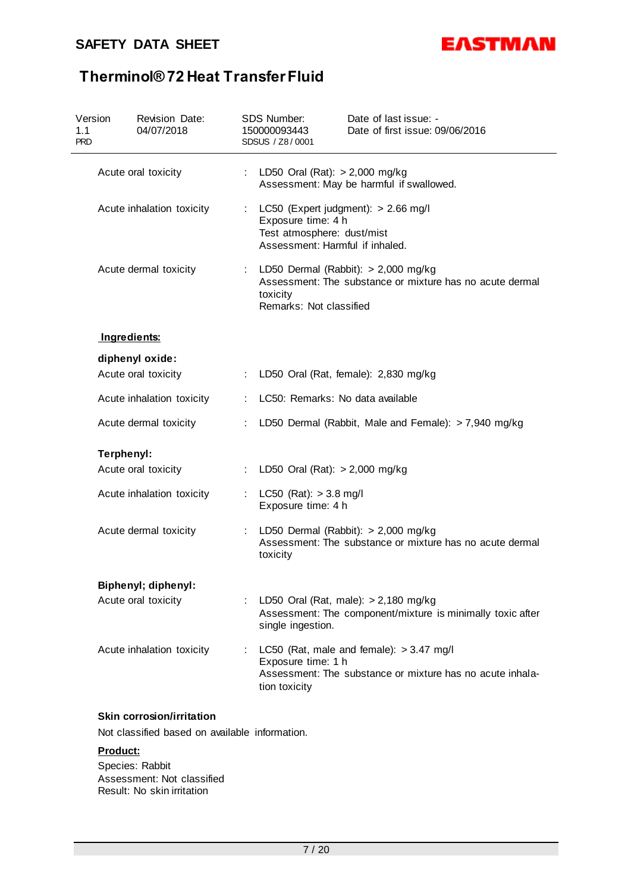Acute oral toxicity : LD50 Oral (Rat): > 2,000 mg/kg
Assessment: May be harmful if swallowed.

Acute inhalation toxicity : LC50 (Expert judgment): > 2.66 mg/l
Exposure time: 4 h
Test atmosphere: dust/mist
Assessment: Harmful if inhaled.

Acute dermal toxicity : LD50 Dermal (Rabbit): > 2,000 mg/kg
Assessment: The substance or mixture has no acute dermal toxicity
Remarks: Not classified

**Ingredients:**

**diphenyl oxide:**

Acute oral toxicity : LD50 Oral (Rat, female): 2,830 mg/kg

Acute inhalation toxicity : LC50: Remarks: No data available

Acute dermal toxicity : LD50 Dermal (Rabbit, Male and Female): > 7,940 mg/kg

**Terphenyl:**

Acute oral toxicity : LD50 Oral (Rat): > 2,000 mg/kg

Acute inhalation toxicity : LC50 (Rat): > 3.8 mg/l
Exposure time: 4 h

Acute dermal toxicity : LD50 Dermal (Rabbit): > 2,000 mg/kg
Assessment: The substance or mixture has no acute dermal toxicity

**Biphenyl; diphenyl:**

Acute oral toxicity : LD50 Oral (Rat, male): > 2,180 mg/kg
Assessment: The component/mixture is minimally toxic after single ingestion.

Acute inhalation toxicity : LC50 (Rat, male and female): > 3.47 mg/l
Exposure time: 1 h
Assessment: The substance or mixture has no acute inhalation toxicity

**Skin corrosion/irritation**

Not classified based on available information.

**Product:**

Species: Rabbit
Assessment: Not classified
Result: No skin irritation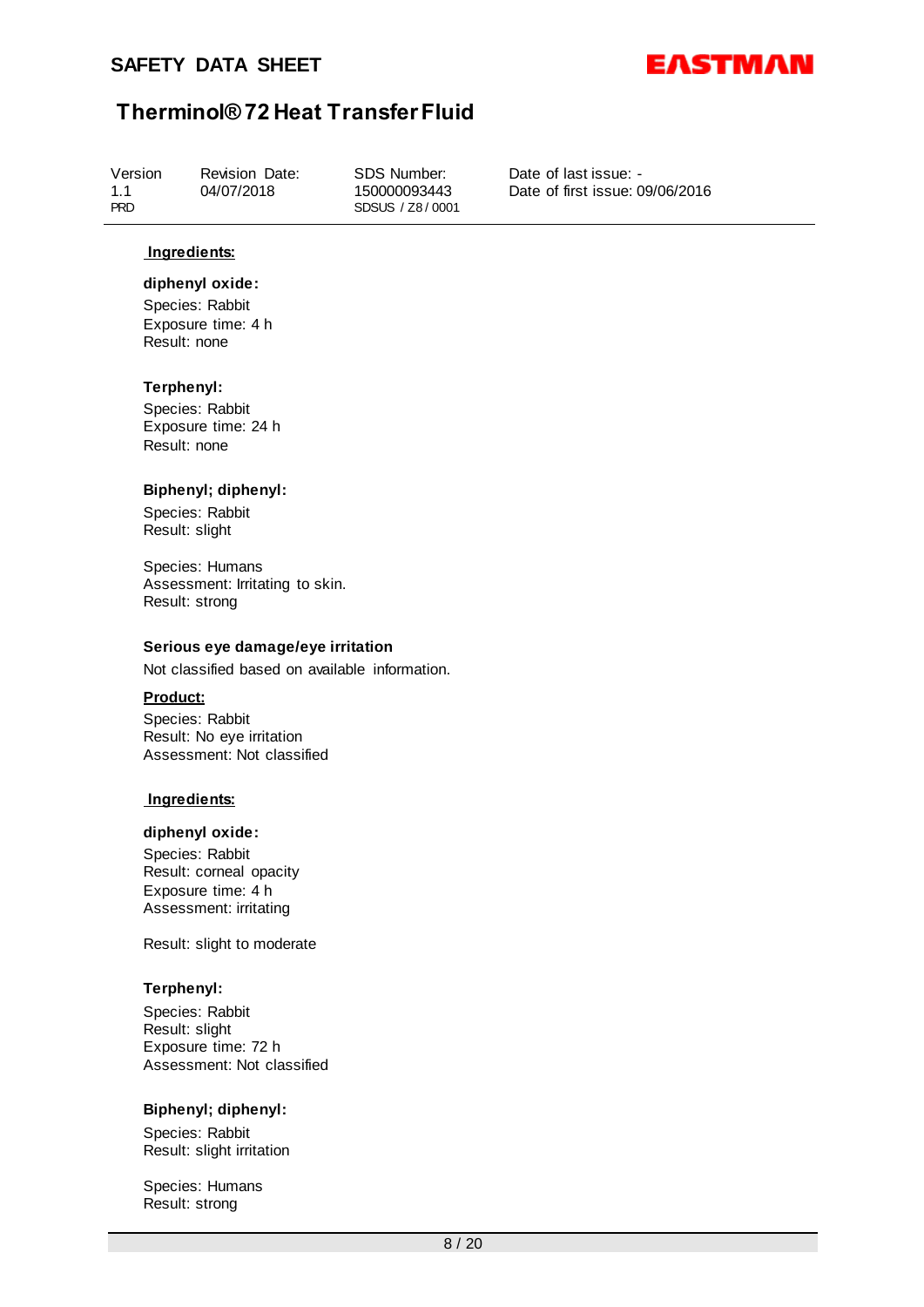**Ingredients:**

**diphenyl oxide:**

Species: Rabbit
Exposure time: 4 h
Result: none

**Terphenyl:**

Species: Rabbit
Exposure time: 24 h
Result: none

**Biphenyl; diphenyl:**

Species: Rabbit
Result: slight

Species: Humans
Assessment: Irritating to skin.
Result: strong

### Serious eye damage/eye irritation

Not classified based on available information.

**Product:**

Species: Rabbit
Result: No eye irritation
Assessment: Not classified

**Ingredients:**

**diphenyl oxide:**

Species: Rabbit
Result: corneal opacity
Exposure time: 4 h
Assessment: irritating

Result: slight to moderate

**Terphenyl:**

Species: Rabbit
Result: slight
Exposure time: 72 h
Assessment: Not classified

**Biphenyl; diphenyl:**

Species: Rabbit
Result: slight irritation

Species: Humans
Result: strong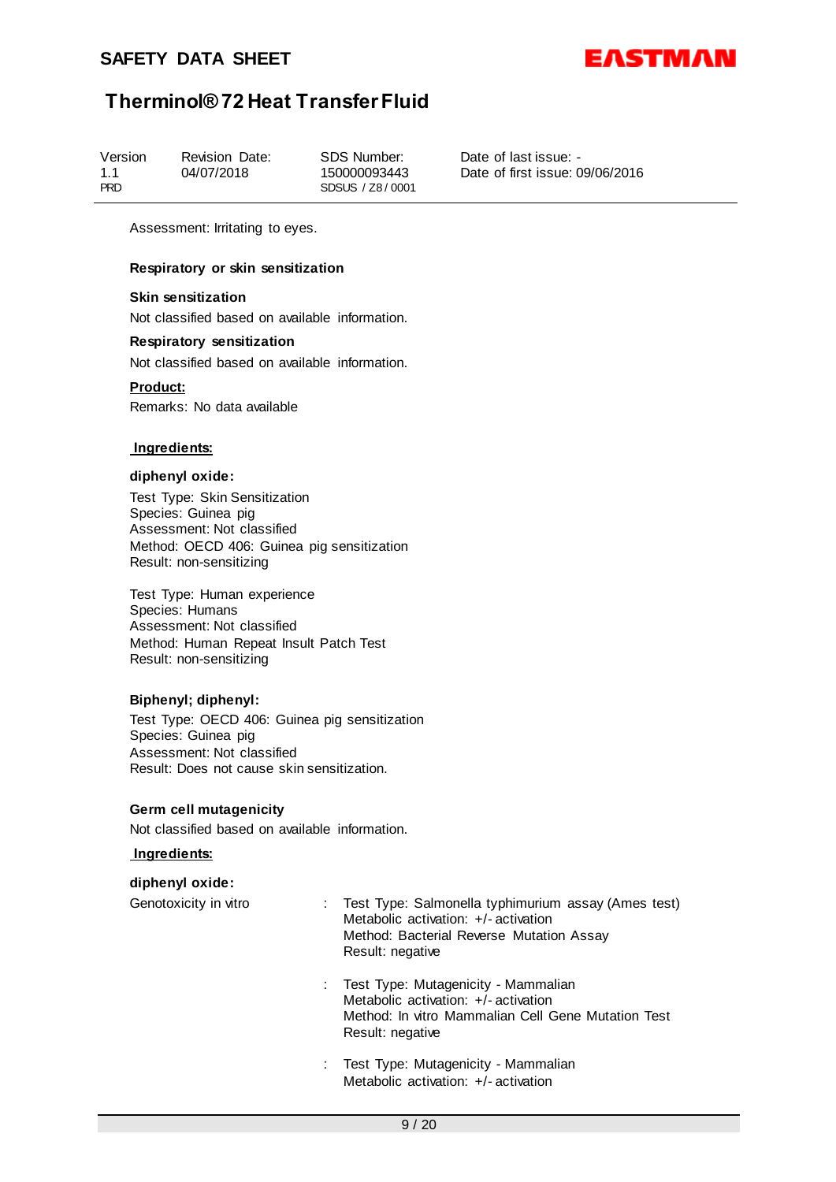Assessment: Irritating to eyes.

**Respiratory or skin sensitization**

**Skin sensitization**

Not classified based on available information.

**Respiratory sensitization**

Not classified based on available information.

**Product:**

Remarks: No data available

**Ingredients:**

**diphenyl oxide:**

Test Type: Skin Sensitization
Species: Guinea pig
Assessment: Not classified
Method: OECD 406: Guinea pig sensitization
Result: non-sensitizing

Test Type: Human experience
Species: Humans
Assessment: Not classified
Method: Human Repeat Insult Patch Test
Result: non-sensitizing

**Biphenyl; diphenyl:**

Test Type: OECD 406: Guinea pig sensitization
Species: Guinea pig
Assessment: Not classified
Result: Does not cause skin sensitization.

**Germ cell mutagenicity**

Not classified based on available information.

**Ingredients:**

**diphenyl oxide:**

Genotoxicity in vitro : Test Type: Salmonella typhimurium assay (Ames test)
Metabolic activation: +/- activation
Method: Bacterial Reverse Mutation Assay
Result: negative

: Test Type: Mutagenicity - Mammalian
Metabolic activation: +/- activation
Method: In vitro Mammalian Cell Gene Mutation Test
Result: negative

: Test Type: Mutagenicity - Mammalian
Metabolic activation: +/- activation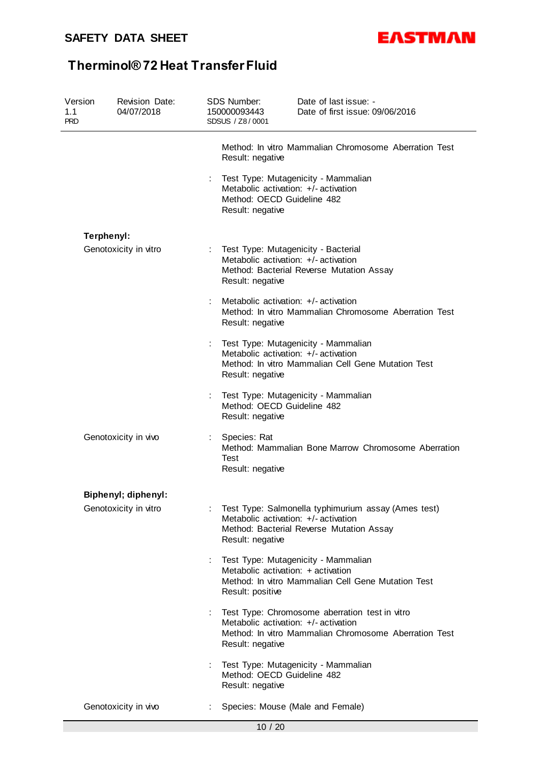Method: In vitro Mammalian Chromosome Aberration Test
Result: negative

: Test Type: Mutagenicity - Mammalian
Metabolic activation: +/- activation
Method: OECD Guideline 482
Result: negative

**Terphenyl:**

Genotoxicity in vitro : Test Type: Mutagenicity - Bacterial
Metabolic activation: +/- activation
Method: Bacterial Reverse Mutation Assay
Result: negative

: Metabolic activation: +/- activation
Method: In vitro Mammalian Chromosome Aberration Test
Result: negative

: Test Type: Mutagenicity - Mammalian
Metabolic activation: +/- activation
Method: In vitro Mammalian Cell Gene Mutation Test
Result: negative

: Test Type: Mutagenicity - Mammalian
Method: OECD Guideline 482
Result: negative

Genotoxicity in vivo : Species: Rat
Method: Mammalian Bone Marrow Chromosome Aberration Test
Result: negative

**Biphenyl; diphenyl:**

Genotoxicity in vitro : Test Type: Salmonella typhimurium assay (Ames test)
Metabolic activation: +/- activation
Method: Bacterial Reverse Mutation Assay
Result: negative

: Test Type: Mutagenicity - Mammalian
Metabolic activation: + activation
Method: In vitro Mammalian Cell Gene Mutation Test
Result: positive

: Test Type: Chromosome aberration test in vitro
Metabolic activation: +/- activation
Method: In vitro Mammalian Chromosome Aberration Test
Result: negative

: Test Type: Mutagenicity - Mammalian
Method: OECD Guideline 482
Result: negative

Genotoxicity in vivo : Species: Mouse (Male and Female)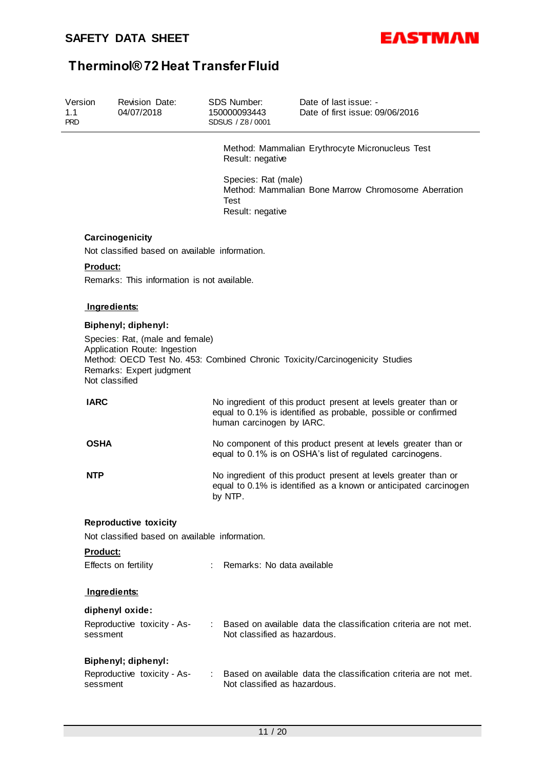Method: Mammalian Erythrocyte Micronucleus Test
Result: negative

Species: Rat (male)
Method: Mammalian Bone Marrow Chromosome Aberration Test
Result: negative

**Carcinogenicity**

Not classified based on available information.

**Product:**

Remarks: This information is not available.

**Ingredients:**

**Biphenyl; diphenyl:**

Species: Rat, (male and female)
Application Route: Ingestion
Method: OECD Test No. 453: Combined Chronic Toxicity/Carcinogenicity Studies
Remarks: Expert judgment
Not classified

| | |
|---|---|
| **IARC** | No ingredient of this product present at levels greater than or equal to 0.1% is identified as probable, possible or confirmed human carcinogen by IARC. |
| **OSHA** | No component of this product present at levels greater than or equal to 0.1% is on OSHA's list of regulated carcinogens. |
| **NTP** | No ingredient of this product present at levels greater than or equal to 0.1% is identified as a known or anticipated carcinogen by NTP. |

**Reproductive toxicity**

Not classified based on available information.

**Product:**

Effects on fertility : Remarks: No data available

**Ingredients:**

**diphenyl oxide:**

Reproductive toxicity - Assessment : Based on available data the classification criteria are not met. Not classified as hazardous.

**Biphenyl; diphenyl:**

Reproductive toxicity - Assessment : Based on available data the classification criteria are not met. Not classified as hazardous.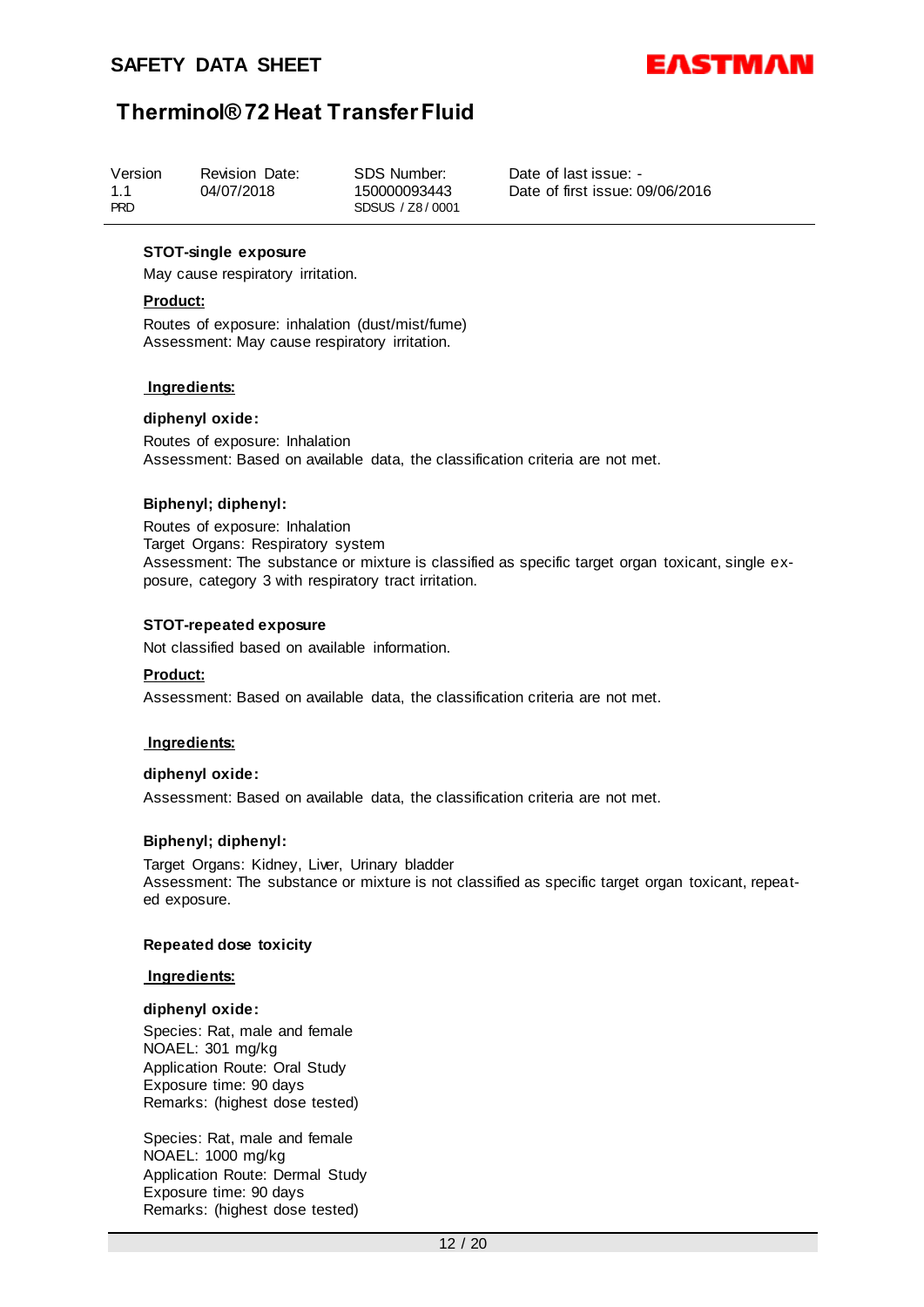#### STOT-single exposure

May cause respiratory irritation.

**Product:**

Routes of exposure: inhalation (dust/mist/fume)
Assessment: May cause respiratory irritation.

**Ingredients:**

**diphenyl oxide:**

Routes of exposure: Inhalation
Assessment: Based on available data, the classification criteria are not met.

**Biphenyl; diphenyl:**

Routes of exposure: Inhalation
Target Organs: Respiratory system
Assessment: The substance or mixture is classified as specific target organ toxicant, single exposure, category 3 with respiratory tract irritation.

#### STOT-repeated exposure

Not classified based on available information.

**Product:**

Assessment: Based on available data, the classification criteria are not met.

**Ingredients:**

**diphenyl oxide:**

Assessment: Based on available data, the classification criteria are not met.

**Biphenyl; diphenyl:**

Target Organs: Kidney, Liver, Urinary bladder
Assessment: The substance or mixture is not classified as specific target organ toxicant, repeated exposure.

#### Repeated dose toxicity

**Ingredients:**

**diphenyl oxide:**

Species: Rat, male and female
NOAEL: 301 mg/kg
Application Route: Oral Study
Exposure time: 90 days
Remarks: (highest dose tested)

Species: Rat, male and female
NOAEL: 1000 mg/kg
Application Route: Dermal Study
Exposure time: 90 days
Remarks: (highest dose tested)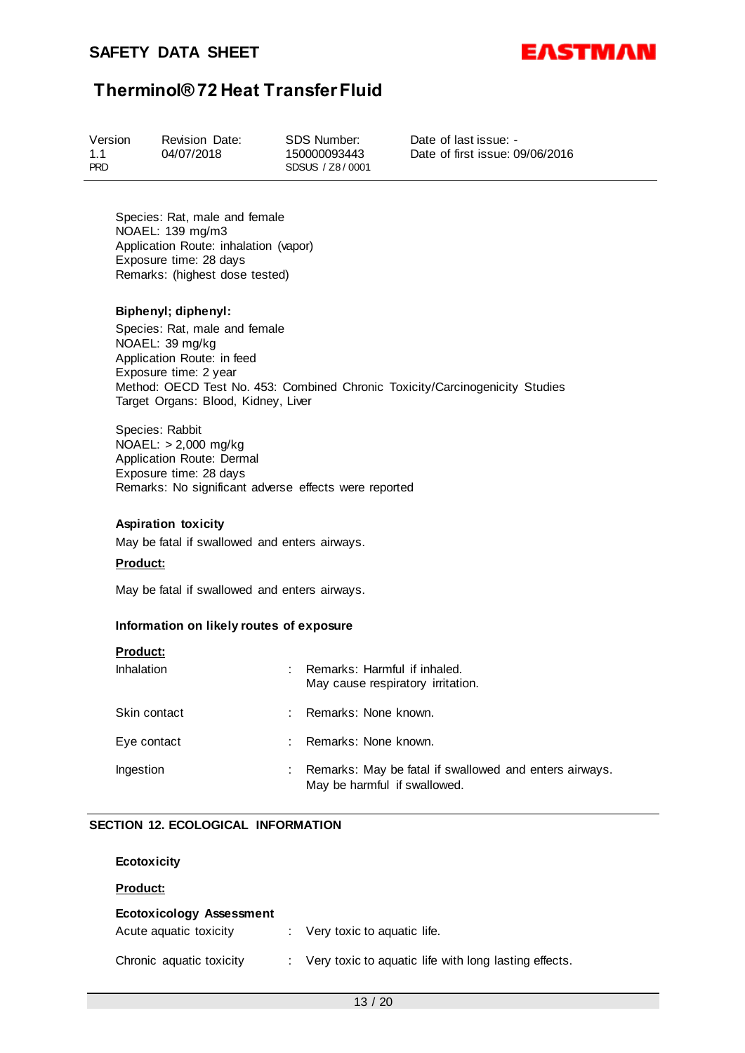Species: Rat, male and female
NOAEL: 139 mg/m3
Application Route: inhalation (vapor)
Exposure time: 28 days
Remarks: (highest dose tested)

**Biphenyl; diphenyl:**

Species: Rat, male and female
NOAEL: 39 mg/kg
Application Route: in feed
Exposure time: 2 year
Method: OECD Test No. 453: Combined Chronic Toxicity/Carcinogenicity Studies
Target Organs: Blood, Kidney, Liver

Species: Rabbit
NOAEL: > 2,000 mg/kg
Application Route: Dermal
Exposure time: 28 days
Remarks: No significant adverse effects were reported

**Aspiration toxicity**

May be fatal if swallowed and enters airways.

**Product:**

May be fatal if swallowed and enters airways.

**Information on likely routes of exposure**

**Product:**

| | | |
|---|---|---|
| Inhalation | : | Remarks: Harmful if inhaled. May cause respiratory irritation. |
| Skin contact | : | Remarks: None known. |
| Eye contact | : | Remarks: None known. |
| Ingestion | : | Remarks: May be fatal if swallowed and enters airways. May be harmful if swallowed. |

## SECTION 12. ECOLOGICAL INFORMATION

**Ecotoxicity**

**Product:**

**Ecotoxicology Assessment**

| | | |
|---|---|---|
| Acute aquatic toxicity | : | Very toxic to aquatic life. |
| Chronic aquatic toxicity | : | Very toxic to aquatic life with long lasting effects. |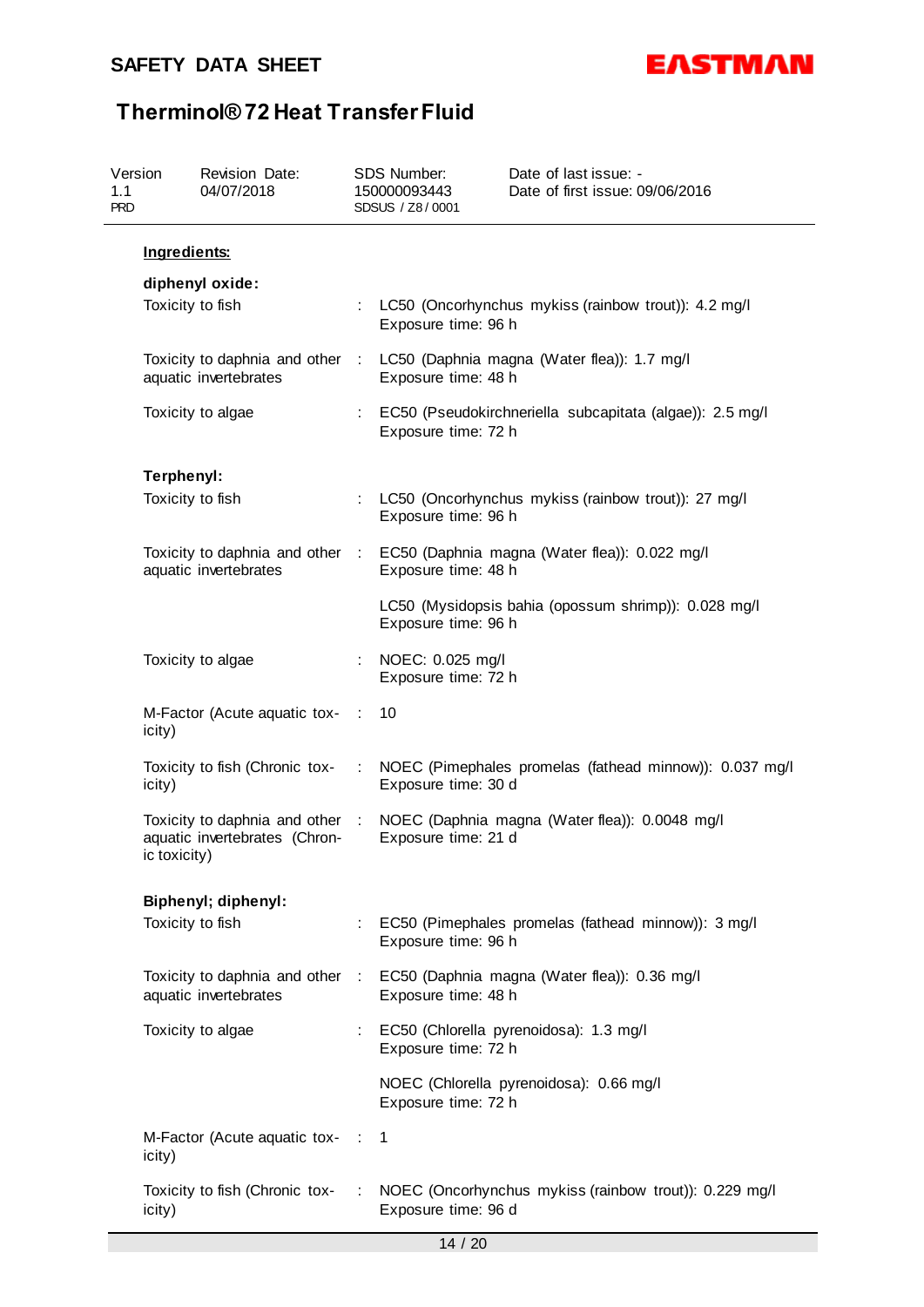**Ingredients:**

**diphenyl oxide:**

| | | |
|---|---|---|
| Toxicity to fish | : | LC50 (Oncorhynchus mykiss (rainbow trout)): 4.2 mg/l<br>Exposure time: 96 h |
| Toxicity to daphnia and other aquatic invertebrates | : | LC50 (Daphnia magna (Water flea)): 1.7 mg/l<br>Exposure time: 48 h |
| Toxicity to algae | : | EC50 (Pseudokirchneriella subcapitata (algae)): 2.5 mg/l<br>Exposure time: 72 h |

**Terphenyl:**

| | | |
|---|---|---|
| Toxicity to fish | : | LC50 (Oncorhynchus mykiss (rainbow trout)): 27 mg/l<br>Exposure time: 96 h |
| Toxicity to daphnia and other aquatic invertebrates | : | EC50 (Daphnia magna (Water flea)): 0.022 mg/l<br>Exposure time: 48 h |
| | | LC50 (Mysidopsis bahia (opossum shrimp)): 0.028 mg/l<br>Exposure time: 96 h |
| Toxicity to algae | : | NOEC: 0.025 mg/l<br>Exposure time: 72 h |
| M-Factor (Acute aquatic toxicity) | : | 10 |
| Toxicity to fish (Chronic toxicity) | : | NOEC (Pimephales promelas (fathead minnow)): 0.037 mg/l<br>Exposure time: 30 d |
| Toxicity to daphnia and other aquatic invertebrates (Chronic toxicity) | : | NOEC (Daphnia magna (Water flea)): 0.0048 mg/l<br>Exposure time: 21 d |

**Biphenyl; diphenyl:**

| | | |
|---|---|---|
| Toxicity to fish | : | EC50 (Pimephales promelas (fathead minnow)): 3 mg/l<br>Exposure time: 96 h |
| Toxicity to daphnia and other aquatic invertebrates | : | EC50 (Daphnia magna (Water flea)): 0.36 mg/l<br>Exposure time: 48 h |
| Toxicity to algae | : | EC50 (Chlorella pyrenoidosa): 1.3 mg/l<br>Exposure time: 72 h |
| | | NOEC (Chlorella pyrenoidosa): 0.66 mg/l<br>Exposure time: 72 h |
| M-Factor (Acute aquatic toxicity) | : | 1 |
| Toxicity to fish (Chronic toxicity) | : | NOEC (Oncorhynchus mykiss (rainbow trout)): 0.229 mg/l<br>Exposure time: 96 d |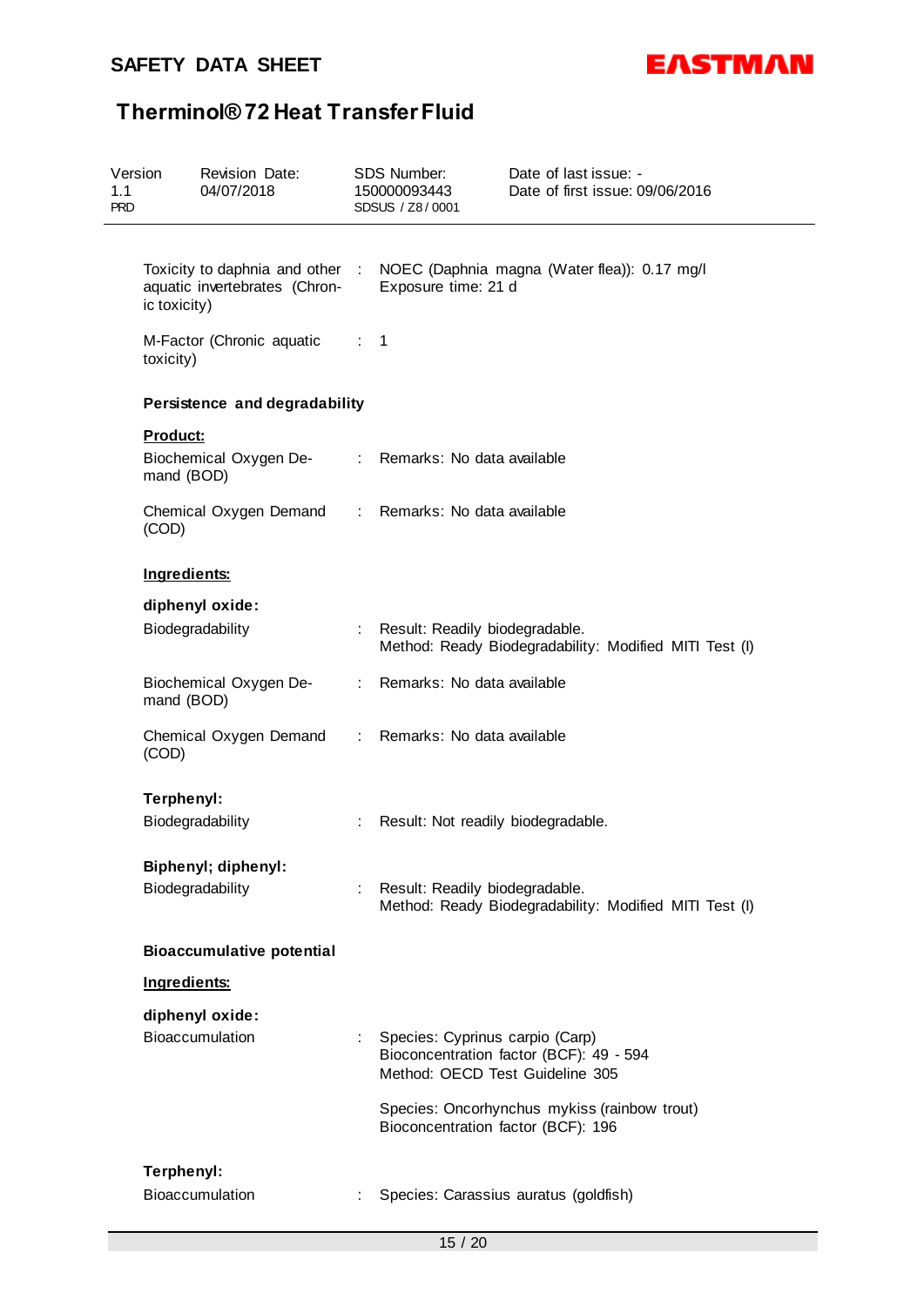| | | |
|---|---|---|
| Toxicity to daphnia and other aquatic invertebrates (Chronic toxicity) | : | NOEC (Daphnia magna (Water flea)): 0.17 mg/l<br>Exposure time: 21 d |
| M-Factor (Chronic aquatic toxicity) | : | 1 |

**Persistence and degradability**

**Product:**

| | | |
|---|---|---|
| Biochemical Oxygen Demand (BOD) | : | Remarks: No data available |
| Chemical Oxygen Demand (COD) | : | Remarks: No data available |

**Ingredients:**

**diphenyl oxide:**

| | | |
|---|---|---|
| Biodegradability | : | Result: Readily biodegradable.<br>Method: Ready Biodegradability: Modified MITI Test (I) |
| Biochemical Oxygen Demand (BOD) | : | Remarks: No data available |
| Chemical Oxygen Demand (COD) | : | Remarks: No data available |

**Terphenyl:**

| | | |
|---|---|---|
| Biodegradability | : | Result: Not readily biodegradable. |

**Biphenyl; diphenyl:**

| | | |
|---|---|---|
| Biodegradability | : | Result: Readily biodegradable.<br>Method: Ready Biodegradability: Modified MITI Test (I) |

**Bioaccumulative potential**

**Ingredients:**

**diphenyl oxide:**

| | | |
|---|---|---|
| Bioaccumulation | : | Species: Cyprinus carpio (Carp)<br>Bioconcentration factor (BCF): 49 - 594<br>Method: OECD Test Guideline 305 |
| | | Species: Oncorhynchus mykiss (rainbow trout)<br>Bioconcentration factor (BCF): 196 |

**Terphenyl:**

| | | |
|---|---|---|
| Bioaccumulation | : | Species: Carassius auratus (goldfish) |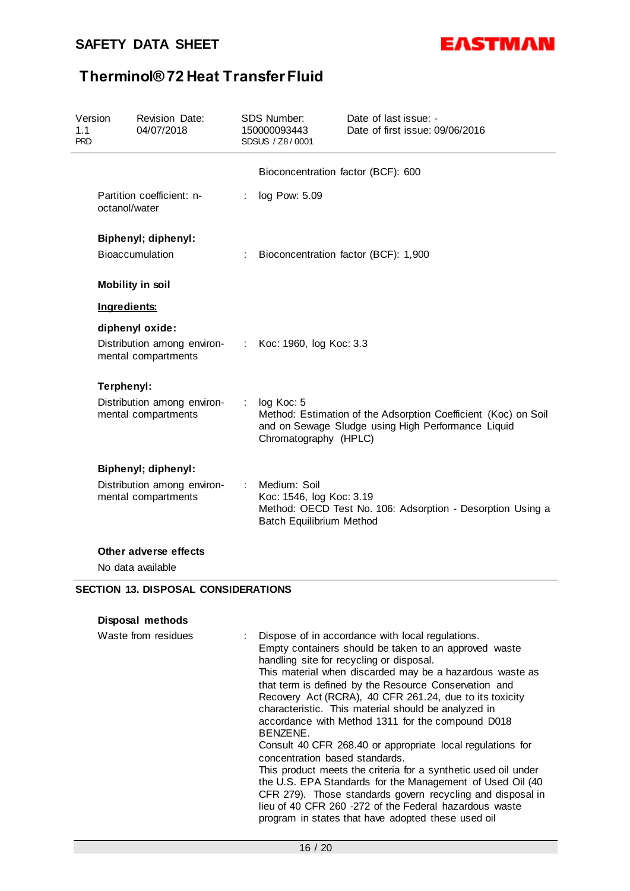Bioconcentration factor (BCF): 600

Partition coefficient: n-octanol/water : log Pow: 5.09

**Biphenyl; diphenyl:**

Bioaccumulation : Bioconcentration factor (BCF): 1,900

**Mobility in soil**

**Ingredients:**

**diphenyl oxide:**

Distribution among environmental compartments : Koc: 1960, log Koc: 3.3

**Terphenyl:**

Distribution among environmental compartments : log Koc: 5
Method: Estimation of the Adsorption Coefficient (Koc) on Soil and on Sewage Sludge using High Performance Liquid Chromatography (HPLC)

**Biphenyl; diphenyl:**

Distribution among environmental compartments : Medium: Soil
Koc: 1546, log Koc: 3.19
Method: OECD Test No. 106: Adsorption - Desorption Using a Batch Equilibrium Method

**Other adverse effects**

No data available

## SECTION 13. DISPOSAL CONSIDERATIONS

**Disposal methods**

Waste from residues : Dispose of in accordance with local regulations.
Empty containers should be taken to an approved waste handling site for recycling or disposal.
This material when discarded may be a hazardous waste as that term is defined by the Resource Conservation and Recovery Act (RCRA), 40 CFR 261.24, due to its toxicity characteristic. This material should be analyzed in accordance with Method 1311 for the compound D018 BENZENE.
Consult 40 CFR 268.40 or appropriate local regulations for concentration based standards.
This product meets the criteria for a synthetic used oil under the U.S. EPA Standards for the Management of Used Oil (40 CFR 279). Those standards govern recycling and disposal in lieu of 40 CFR 260 -272 of the Federal hazardous waste program in states that have adopted these used oil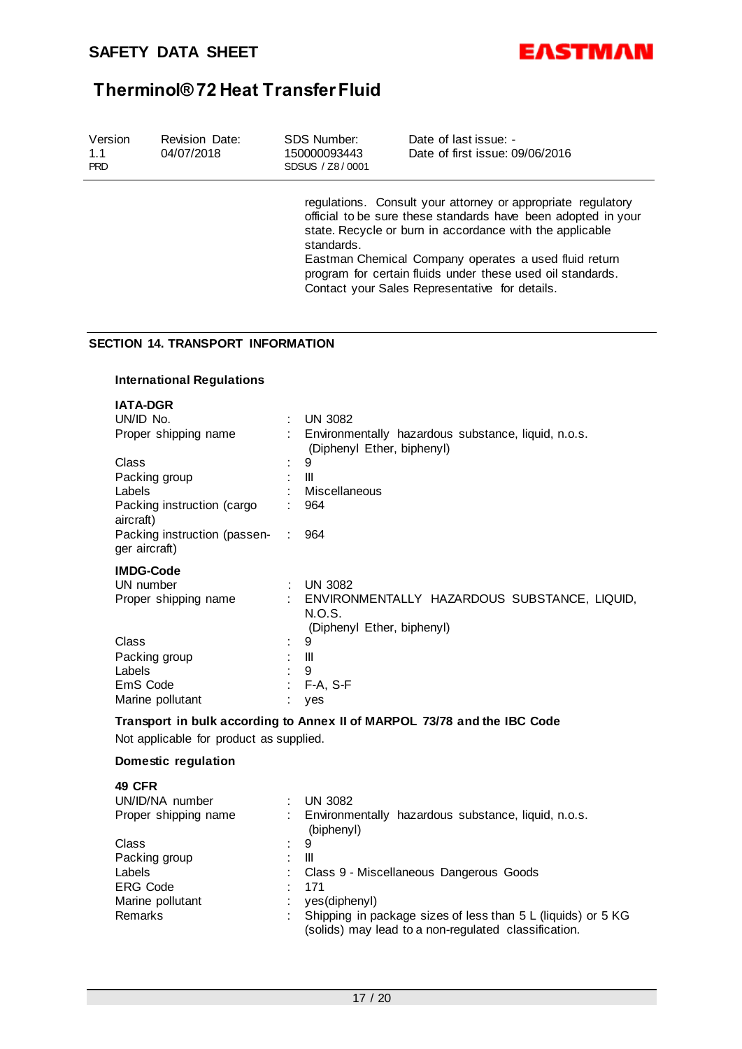regulations. Consult your attorney or appropriate regulatory official to be sure these standards have been adopted in your state. Recycle or burn in accordance with the applicable standards.
Eastman Chemical Company operates a used fluid return program for certain fluids under these used oil standards. Contact your Sales Representative for details.

## SECTION 14. TRANSPORT INFORMATION

### International Regulations

**IATA-DGR**

| | | |
|---|---|---|
| UN/ID No. | : | UN 3082 |
| Proper shipping name | : | Environmentally hazardous substance, liquid, n.o.s. (Diphenyl Ether, biphenyl) |
| Class | : | 9 |
| Packing group | : | III |
| Labels | : | Miscellaneous |
| Packing instruction (cargo aircraft) | : | 964 |
| Packing instruction (passenger aircraft) | : | 964 |

**IMDG-Code**

| | | |
|---|---|---|
| UN number | : | UN 3082 |
| Proper shipping name | : | ENVIRONMENTALLY HAZARDOUS SUBSTANCE, LIQUID, N.O.S. (Diphenyl Ether, biphenyl) |
| Class | : | 9 |
| Packing group | : | III |
| Labels | : | 9 |
| EmS Code | : | F-A, S-F |
| Marine pollutant | : | yes |

**Transport in bulk according to Annex II of MARPOL 73/78 and the IBC Code**

Not applicable for product as supplied.

### Domestic regulation

**49 CFR**

| | | |
|---|---|---|
| UN/ID/NA number | : | UN 3082 |
| Proper shipping name | : | Environmentally hazardous substance, liquid, n.o.s. (biphenyl) |
| Class | : | 9 |
| Packing group | : | III |
| Labels | : | Class 9 - Miscellaneous Dangerous Goods |
| ERG Code | : | 171 |
| Marine pollutant | : | yes(diphenyl) |
| Remarks | : | Shipping in package sizes of less than 5 L (liquids) or 5 KG (solids) may lead to a non-regulated classification. |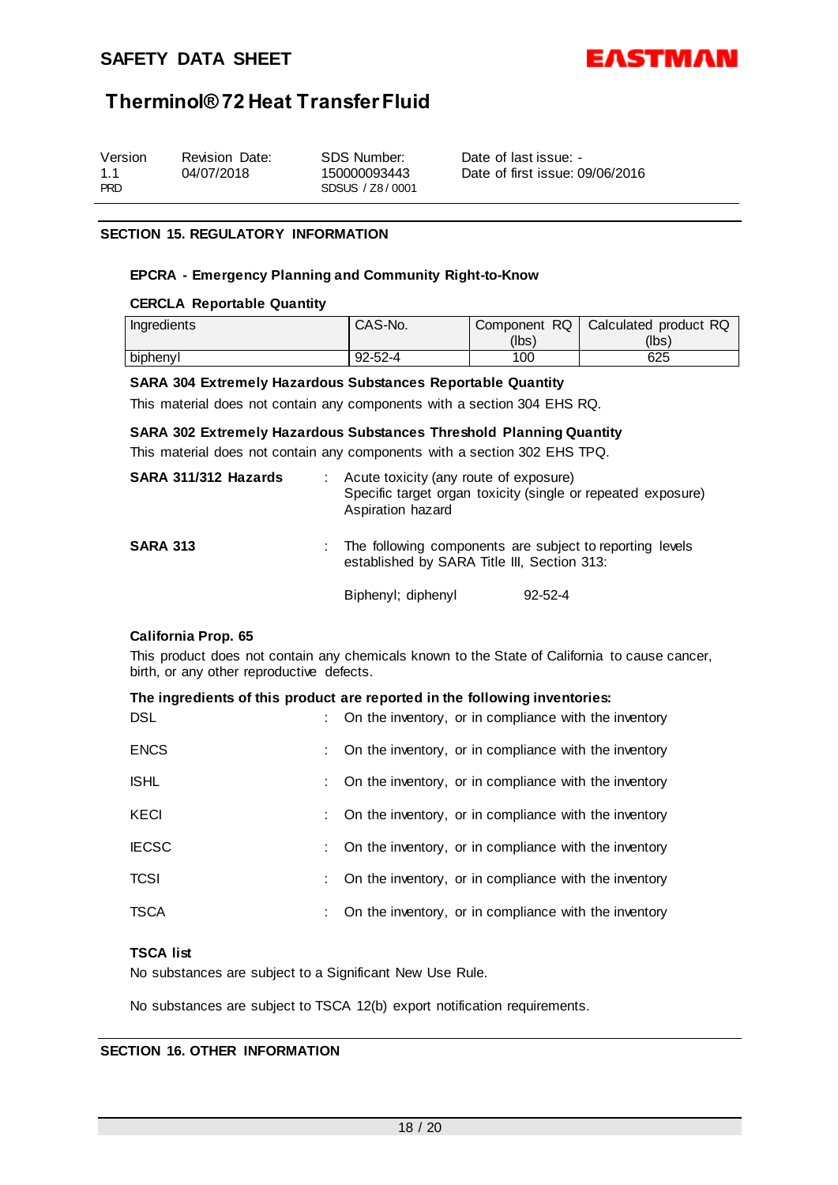| Version | Revision Date: | SDS Number: | Date of last issue: - |
|---|---|---|---|
| 1.1 | 04/07/2018 | 150000093443 | Date of first issue: 09/06/2016 |
| PRD | | SDSUS / Z8 / 0001 | |

## SECTION 15. REGULATORY INFORMATION

### EPCRA - Emergency Planning and Community Right-to-Know

**CERCLA Reportable Quantity**

| Ingredients | CAS-No. | Component RQ (lbs) | Calculated product RQ (lbs) |
|---|---|---|---|
| biphenyl | 92-52-4 | 100 | 625 |

**SARA 304 Extremely Hazardous Substances Reportable Quantity**

This material does not contain any components with a section 304 EHS RQ.

**SARA 302 Extremely Hazardous Substances Threshold Planning Quantity**

This material does not contain any components with a section 302 EHS TPQ.

**SARA 311/312 Hazards** : Acute toxicity (any route of exposure)
Specific target organ toxicity (single or repeated exposure)
Aspiration hazard

**SARA 313** : The following components are subject to reporting levels established by SARA Title III, Section 313:

Biphenyl; diphenyl 92-52-4

**California Prop. 65**

This product does not contain any chemicals known to the State of California to cause cancer, birth, or any other reproductive defects.

**The ingredients of this product are reported in the following inventories:**

DSL : On the inventory, or in compliance with the inventory

ENCS : On the inventory, or in compliance with the inventory

ISHL : On the inventory, or in compliance with the inventory

KECI : On the inventory, or in compliance with the inventory

IECSC : On the inventory, or in compliance with the inventory

TCSI : On the inventory, or in compliance with the inventory

TSCA : On the inventory, or in compliance with the inventory

**TSCA list**

No substances are subject to a Significant New Use Rule.

No substances are subject to TSCA 12(b) export notification requirements.

## SECTION 16. OTHER INFORMATION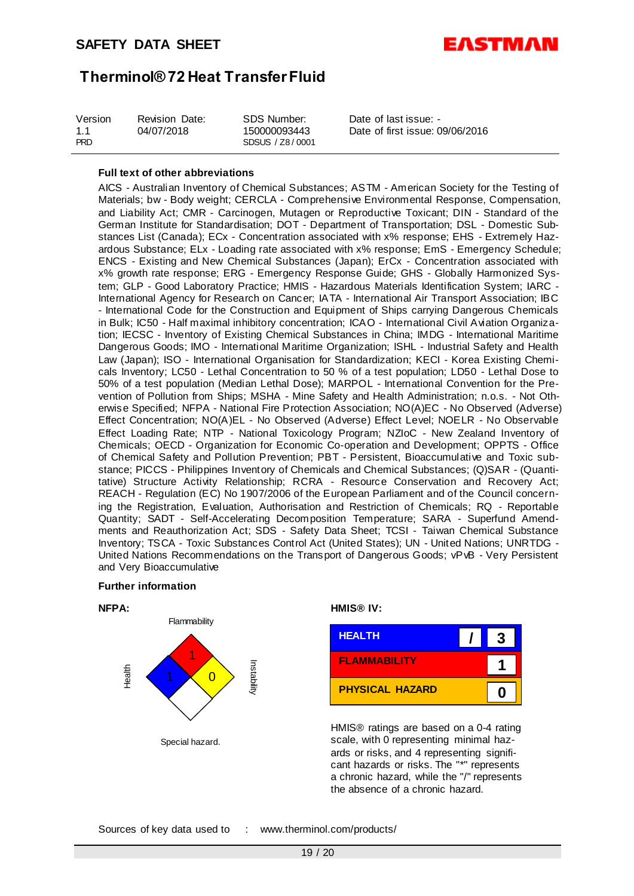**Full text of other abbreviations**

AICS - Australian Inventory of Chemical Substances; ASTM - American Society for the Testing of Materials; bw - Body weight; CERCLA - Comprehensive Environmental Response, Compensation, and Liability Act; CMR - Carcinogen, Mutagen or Reproductive Toxicant; DIN - Standard of the German Institute for Standardisation; DOT - Department of Transportation; DSL - Domestic Substances List (Canada); ECx - Concentration associated with x% response; EHS - Extremely Hazardous Substance; ELx - Loading rate associated with x% response; EmS - Emergency Schedule; ENCS - Existing and New Chemical Substances (Japan); ErCx - Concentration associated with x% growth rate response; ERG - Emergency Response Guide; GHS - Globally Harmonized System; GLP - Good Laboratory Practice; HMIS - Hazardous Materials Identification System; IARC - International Agency for Research on Cancer; IATA - International Air Transport Association; IBC - International Code for the Construction and Equipment of Ships carrying Dangerous Chemicals in Bulk; IC50 - Half maximal inhibitory concentration; ICAO - International Civil Aviation Organization; IECSC - Inventory of Existing Chemical Substances in China; IMDG - International Maritime Dangerous Goods; IMO - International Maritime Organization; ISHL - Industrial Safety and Health Law (Japan); ISO - International Organisation for Standardization; KECI - Korea Existing Chemicals Inventory; LC50 - Lethal Concentration to 50 % of a test population; LD50 - Lethal Dose to 50% of a test population (Median Lethal Dose); MARPOL - International Convention for the Prevention of Pollution from Ships; MSHA - Mine Safety and Health Administration; n.o.s. - Not Otherwise Specified; NFPA - National Fire Protection Association; NO(A)EC - No Observed (Adverse) Effect Concentration; NO(A)EL - No Observed (Adverse) Effect Level; NOELR - No Observable Effect Loading Rate; NTP - National Toxicology Program; NZIoC - New Zealand Inventory of Chemicals; OECD - Organization for Economic Co-operation and Development; OPPTS - Office of Chemical Safety and Pollution Prevention; PBT - Persistent, Bioaccumulative and Toxic substance; PICCS - Philippines Inventory of Chemicals and Chemical Substances; (Q)SAR - (Quantitative) Structure Activity Relationship; RCRA - Resource Conservation and Recovery Act; REACH - Regulation (EC) No 1907/2006 of the European Parliament and of the Council concerning the Registration, Evaluation, Authorisation and Restriction of Chemicals; RQ - Reportable Quantity; SADT - Self-Accelerating Decomposition Temperature; SARA - Superfund Amendments and Reauthorization Act; SDS - Safety Data Sheet; TCSI - Taiwan Chemical Substance Inventory; TSCA - Toxic Substances Control Act (United States); UN - United Nations; UNRTDG - United Nations Recommendations on the Transport of Dangerous Goods; vPvB - Very Persistent and Very Bioaccumulative

**Further information**

**NFPA:**

| Flammability | Health | Instability | Special hazard. |
|---|---|---|---|
| 1 | 1 | 0 | |

**HMIS® IV:**

| | | |
|---|---|---|
| HEALTH | / | 3 |
| FLAMMABILITY | | 1 |
| PHYSICAL HAZARD | | 0 |

HMIS® ratings are based on a 0-4 rating scale, with 0 representing minimal hazards or risks, and 4 representing significant hazards or risks. The "*" represents a chronic hazard, while the "/" represents the absence of a chronic hazard.

Sources of key data used to : www.therminol.com/products/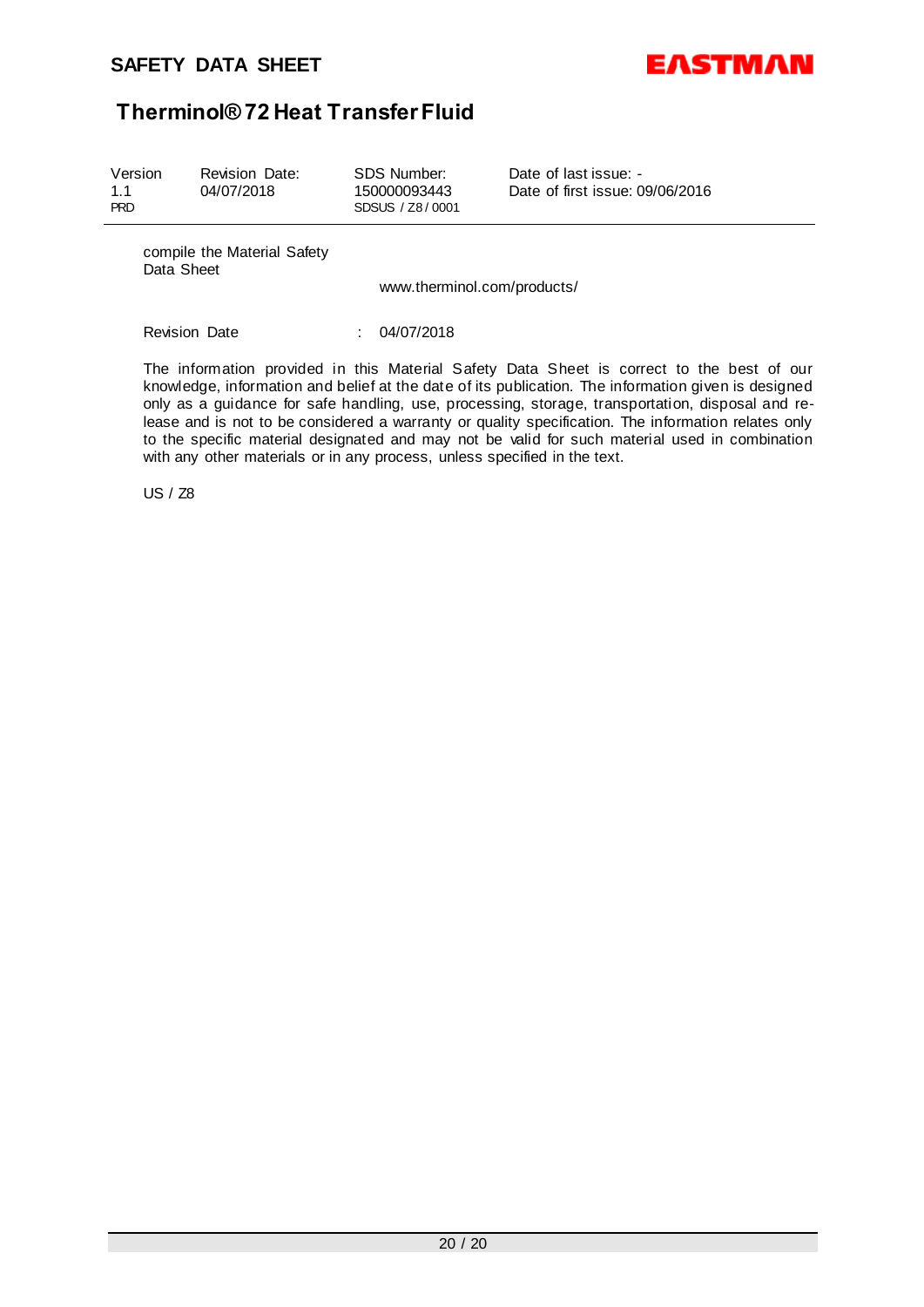compile the Material Safety Data Sheet

www.therminol.com/products/

Revision Date : 04/07/2018

The information provided in this Material Safety Data Sheet is correct to the best of our knowledge, information and belief at the date of its publication. The information given is designed only as a guidance for safe handling, use, processing, storage, transportation, disposal and release and is not to be considered a warranty or quality specification. The information relates only to the specific material designated and may not be valid for such material used in combination with any other materials or in any process, unless specified in the text.

US / Z8